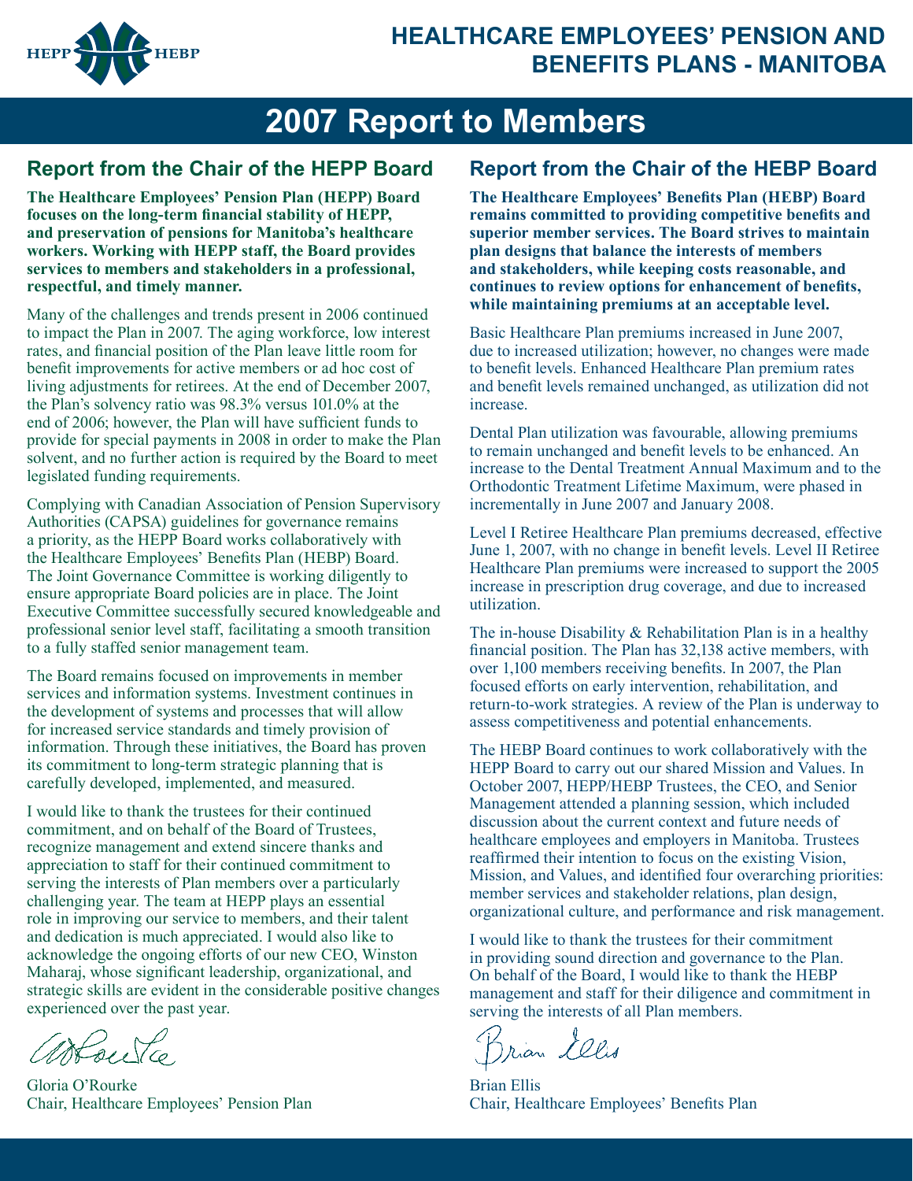# HEALTHCARE EMPLOYEES' PENSION AND BENEFITS PLANS - MANITOBA

# 2007 Report to Members

## Report from the Chair of the HEPP Board

**The Healthcare Employees' Pension Plan (HEPP) Board focuses on the long-term financial stability of HEPP, and preservation of pensions for Manitoba's healthcare workers. Working with HEPP staff, the Board provides services to members and stakeholders in a professional, respectful, and timely manner.**

Many of the challenges and trends present in 2006 continued to impact the Plan in 2007. The aging workforce, low interest rates, and financial position of the Plan leave little room for benefit improvements for active members or ad hoc cost of living adjustments for retirees. At the end of December 2007, the Plan's solvency ratio was 98.3% versus 101.0% at the end of 2006; however, the Plan will have sufficient funds to provide for special payments in 2008 in order to make the Plan solvent, and no further action is required by the Board to meet legislated funding requirements.

Complying with Canadian Association of Pension Supervisory Authorities (CAPSA) guidelines for governance remains a priority, as the HEPP Board works collaboratively with the Healthcare Employees' Benefits Plan (HEBP) Board. The Joint Governance Committee is working diligently to ensure appropriate Board policies are in place. The Joint Executive Committee successfully secured knowledgeable and professional senior level staff, facilitating a smooth transition to a fully staffed senior management team.

The Board remains focused on improvements in member services and information systems. Investment continues in the development of systems and processes that will allow for increased service standards and timely provision of information. Through these initiatives, the Board has proven its commitment to long-term strategic planning that is carefully developed, implemented, and measured.

I would like to thank the trustees for their continued commitment, and on behalf of the Board of Trustees, recognize management and extend sincere thanks and appreciation to staff for their continued commitment to serving the interests of Plan members over a particularly challenging year. The team at HEPP plays an essential role in improving our service to members, and their talent and dedication is much appreciated. I would also like to acknowledge the ongoing efforts of our new CEO, Winston Maharaj, whose significant leadership, organizational, and strategic skills are evident in the considerable positive changes experienced over the past year.

Gloria O'Rourke
Chair, Healthcare Employees' Pension Plan

## Report from the Chair of the HEBP Board

**The Healthcare Employees' Benefits Plan (HEBP) Board remains committed to providing competitive benefits and superior member services. The Board strives to maintain plan designs that balance the interests of members and stakeholders, while keeping costs reasonable, and continues to review options for enhancement of benefits, while maintaining premiums at an acceptable level.**

Basic Healthcare Plan premiums increased in June 2007, due to increased utilization; however, no changes were made to benefit levels. Enhanced Healthcare Plan premium rates and benefit levels remained unchanged, as utilization did not increase.

Dental Plan utilization was favourable, allowing premiums to remain unchanged and benefit levels to be enhanced. An increase to the Dental Treatment Annual Maximum and to the Orthodontic Treatment Lifetime Maximum, were phased in incrementally in June 2007 and January 2008.

Level I Retiree Healthcare Plan premiums decreased, effective June 1, 2007, with no change in benefit levels. Level II Retiree Healthcare Plan premiums were increased to support the 2005 increase in prescription drug coverage, and due to increased utilization.

The in-house Disability & Rehabilitation Plan is in a healthy financial position. The Plan has 32,138 active members, with over 1,100 members receiving benefits. In 2007, the Plan focused efforts on early intervention, rehabilitation, and return-to-work strategies. A review of the Plan is underway to assess competitiveness and potential enhancements.

The HEBP Board continues to work collaboratively with the HEPP Board to carry out our shared Mission and Values. In October 2007, HEPP/HEBP Trustees, the CEO, and Senior Management attended a planning session, which included discussion about the current context and future needs of healthcare employees and employers in Manitoba. Trustees reaffirmed their intention to focus on the existing Vision, Mission, and Values, and identified four overarching priorities: member services and stakeholder relations, plan design, organizational culture, and performance and risk management.

I would like to thank the trustees for their commitment in providing sound direction and governance to the Plan. On behalf of the Board, I would like to thank the HEBP management and staff for their diligence and commitment in serving the interests of all Plan members.

Brian Ellis
Chair, Healthcare Employees' Benefits Plan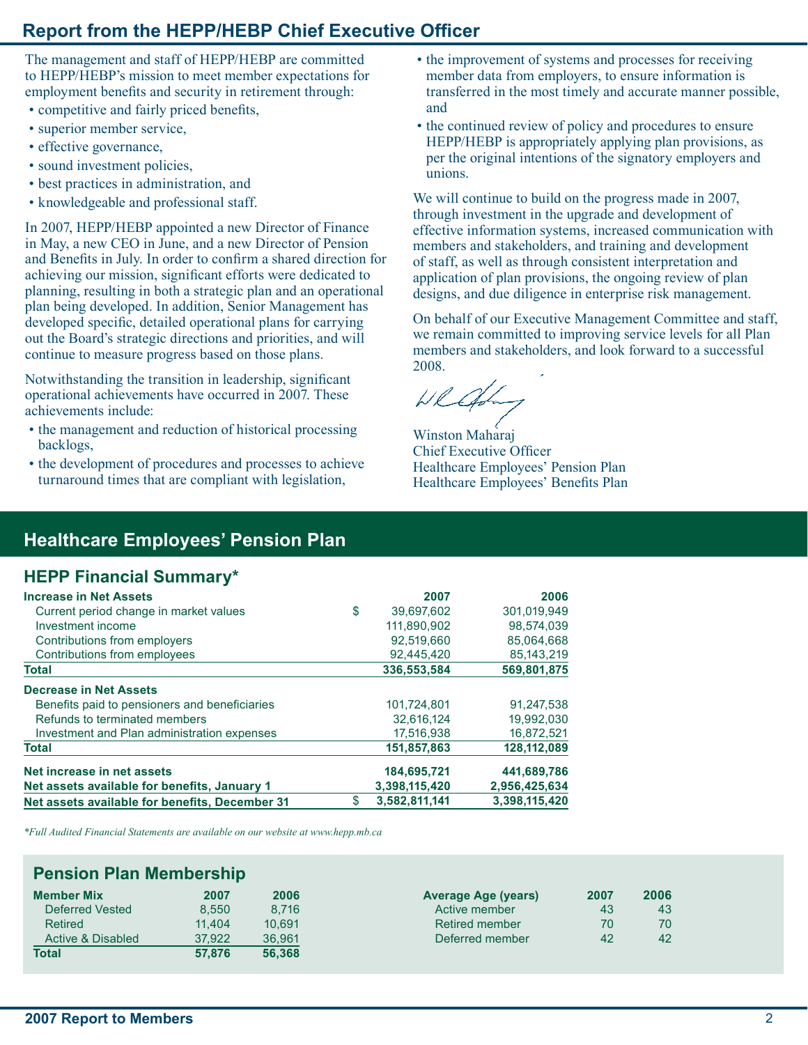# Report from the HEPP/HEBP Chief Executive Officer

The management and staff of HEPP/HEBP are committed to HEPP/HEBP's mission to meet member expectations for employment benefits and security in retirement through:

- competitive and fairly priced benefits,
- superior member service,
- effective governance,
- sound investment policies,
- best practices in administration, and
- knowledgeable and professional staff.

In 2007, HEPP/HEBP appointed a new Director of Finance in May, a new CEO in June, and a new Director of Pension and Benefits in July. In order to confirm a shared direction for achieving our mission, significant efforts were dedicated to planning, resulting in both a strategic plan and an operational plan being developed. In addition, Senior Management has developed specific, detailed operational plans for carrying out the Board's strategic directions and priorities, and will continue to measure progress based on those plans.

Notwithstanding the transition in leadership, significant operational achievements have occurred in 2007. These achievements include:

- the management and reduction of historical processing backlogs,
- the development of procedures and processes to achieve turnaround times that are compliant with legislation,
- the improvement of systems and processes for receiving member data from employers, to ensure information is transferred in the most timely and accurate manner possible, and
- the continued review of policy and procedures to ensure HEPP/HEBP is appropriately applying plan provisions, as per the original intentions of the signatory employers and unions.

We will continue to build on the progress made in 2007, through investment in the upgrade and development of effective information systems, increased communication with members and stakeholders, and training and development of staff, as well as through consistent interpretation and application of plan provisions, the ongoing review of plan designs, and due diligence in enterprise risk management.

On behalf of our Executive Management Committee and staff, we remain committed to improving service levels for all Plan members and stakeholders, and look forward to a successful 2008.

Winston Maharaj
Chief Executive Officer
Healthcare Employees' Pension Plan
Healthcare Employees' Benefits Plan

# Healthcare Employees' Pension Plan

## HEPP Financial Summary*

| | 2007 | 2006 |
|---|---|---|
| **Increase in Net Assets** | | |
| Current period change in market values | $ 39,697,602 | 301,019,949 |
| Investment income | 111,890,902 | 98,574,039 |
| Contributions from employers | 92,519,660 | 85,064,668 |
| Contributions from employees | 92,445,420 | 85,143,219 |
| **Total** | **336,553,584** | **569,801,875** |
| **Decrease in Net Assets** | | |
| Benefits paid to pensioners and beneficiaries | 101,724,801 | 91,247,538 |
| Refunds to terminated members | 32,616,124 | 19,992,030 |
| Investment and Plan administration expenses | 17,516,938 | 16,872,521 |
| **Total** | **151,857,863** | **128,112,089** |
| **Net increase in net assets** | **184,695,721** | **441,689,786** |
| **Net assets available for benefits, January 1** | **3,398,115,420** | **2,956,425,634** |
| **Net assets available for benefits, December 31** | **$ 3,582,811,141** | **3,398,115,420** |

*\*Full Audited Financial Statements are available on our website at www.hepp.mb.ca*

## Pension Plan Membership

| Member Mix | 2007 | 2006 |
|---|---|---|
| Deferred Vested | 8,550 | 8,716 |
| Retired | 11,404 | 10,691 |
| Active & Disabled | 37,922 | 36,961 |
| **Total** | **57,876** | **56,368** |

| Average Age (years) | 2007 | 2006 |
|---|---|---|
| Active member | 43 | 43 |
| Retired member | 70 | 70 |
| Deferred member | 42 | 42 |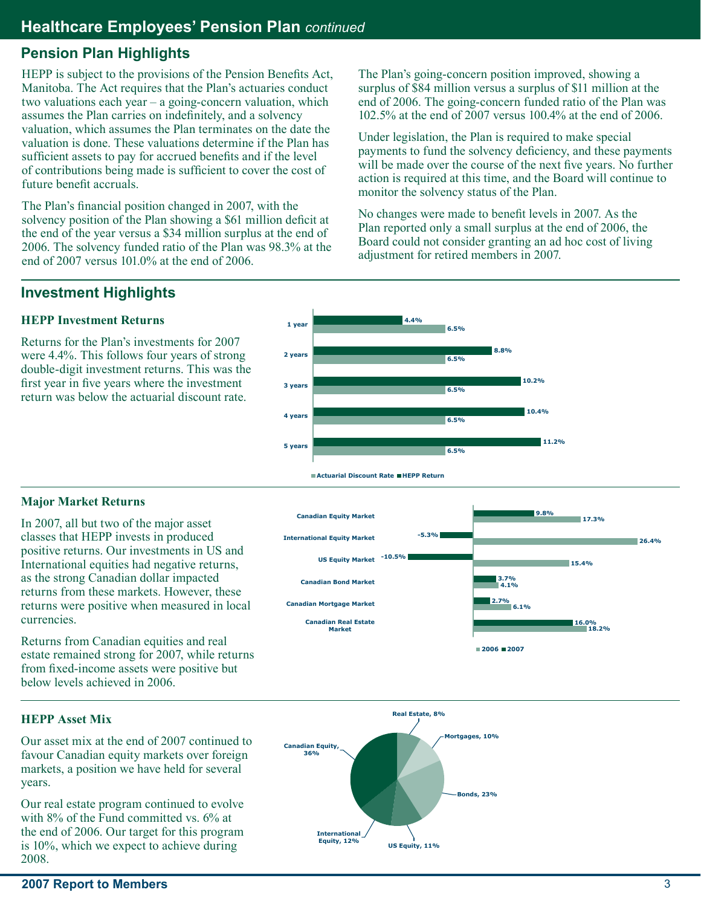## Healthcare Employees' Pension Plan *continued*

## Pension Plan Highlights

HEPP is subject to the provisions of the Pension Benefits Act, Manitoba. The Act requires that the Plan's actuaries conduct two valuations each year – a going-concern valuation, which assumes the Plan carries on indefinitely, and a solvency valuation, which assumes the Plan terminates on the date the valuation is done. These valuations determine if the Plan has sufficient assets to pay for accrued benefits and if the level of contributions being made is sufficient to cover the cost of future benefit accruals.

The Plan's financial position changed in 2007, with the solvency position of the Plan showing a $61 million deficit at the end of the year versus a $34 million surplus at the end of 2006. The solvency funded ratio of the Plan was 98.3% at the end of 2007 versus 101.0% at the end of 2006.

The Plan's going-concern position improved, showing a surplus of $84 million versus a surplus of $11 million at the end of 2006. The going-concern funded ratio of the Plan was 102.5% at the end of 2007 versus 100.4% at the end of 2006.

Under legislation, the Plan is required to make special payments to fund the solvency deficiency, and these payments will be made over the course of the next five years. No further action is required at this time, and the Board will continue to monitor the solvency status of the Plan.

No changes were made to benefit levels in 2007. As the Plan reported only a small surplus at the end of 2006, the Board could not consider granting an ad hoc cost of living adjustment for retired members in 2007.

## Investment Highlights

### HEPP Investment Returns

Returns for the Plan's investments for 2007 were 4.4%. This follows four years of strong double-digit investment returns. This was the first year in five years where the investment return was below the actuarial discount rate.

| | HEPP Return | Actuarial Discount Rate |
|---|---|---|
| 1 year | 4.4% | 6.5% |
| 2 years | 8.8% | 6.5% |
| 3 years | 10.2% | 6.5% |
| 4 years | 10.4% | 6.5% |
| 5 years | 11.2% | 6.5% |

### Major Market Returns

In 2007, all but two of the major asset classes that HEPP invests in produced positive returns. Our investments in US and International equities had negative returns, as the strong Canadian dollar impacted returns from these markets. However, these returns were positive when measured in local currencies.

Returns from Canadian equities and real estate remained strong for 2007, while returns from fixed-income assets were positive but below levels achieved in 2006.

| | 2007 | 2006 |
|---|---|---|
| Canadian Equity Market | 9.8% | 17.3% |
| International Equity Market | -5.3% | 26.4% |
| US Equity Market | -10.5% | 15.4% |
| Canadian Bond Market | 3.7% | 4.1% |
| Canadian Mortgage Market | 2.7% | 6.1% |
| Canadian Real Estate Market | 16.0% | 18.2% |

### HEPP Asset Mix

Our asset mix at the end of 2007 continued to favour Canadian equity markets over foreign markets, a position we have held for several years.

Our real estate program continued to evolve with 8% of the Fund committed vs. 6% at the end of 2006. Our target for this program is 10%, which we expect to achieve during 2008.

| Asset Class | % |
|---|---|
| Real Estate | 8% |
| Mortgages | 10% |
| Bonds | 23% |
| US Equity | 11% |
| International Equity | 12% |
| Canadian Equity | 36% |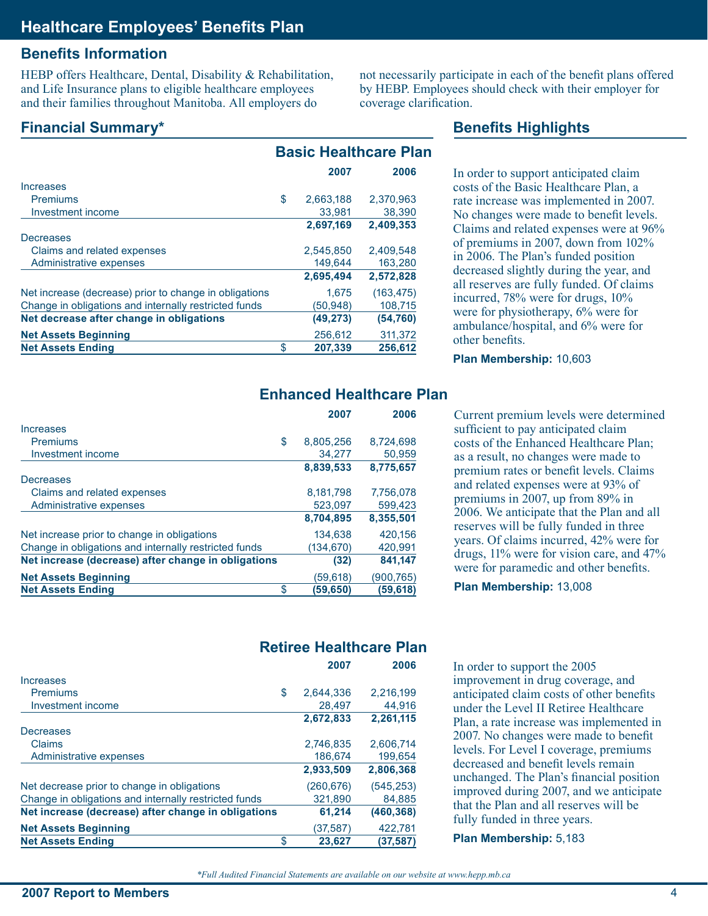# Healthcare Employees' Benefits Plan

## Benefits Information

HEBP offers Healthcare, Dental, Disability & Rehabilitation, and Life Insurance plans to eligible healthcare employees and their families throughout Manitoba. All employers do not necessarily participate in each of the benefit plans offered by HEBP. Employees should check with their employer for coverage clarification.

## Financial Summary*

### Basic Healthcare Plan

| | | 2007 | 2006 |
|---|---|---|---|
| Increases | | | |
| Premiums | $ | 2,663,188 | 2,370,963 |
| Investment income | | 33,981 | 38,390 |
| | | **2,697,169** | **2,409,353** |
| Decreases | | | |
| Claims and related expenses | | 2,545,850 | 2,409,548 |
| Administrative expenses | | 149,644 | 163,280 |
| | | **2,695,494** | **2,572,828** |
| Net increase (decrease) prior to change in obligations | | 1,675 | (163,475) |
| Change in obligations and internally restricted funds | | (50,948) | 108,715 |
| **Net decrease after change in obligations** | | **(49,273)** | **(54,760)** |
| **Net Assets Beginning** | | 256,612 | 311,372 |
| **Net Assets Ending** | $ | **207,339** | **256,612** |

### Enhanced Healthcare Plan

| | | 2007 | 2006 |
|---|---|---|---|
| Increases | | | |
| Premiums | $ | 8,805,256 | 8,724,698 |
| Investment income | | 34,277 | 50,959 |
| | | **8,839,533** | **8,775,657** |
| Decreases | | | |
| Claims and related expenses | | 8,181,798 | 7,756,078 |
| Administrative expenses | | 523,097 | 599,423 |
| | | **8,704,895** | **8,355,501** |
| Net increase prior to change in obligations | | 134,638 | 420,156 |
| Change in obligations and internally restricted funds | | (134,670) | 420,991 |
| **Net increase (decrease) after change in obligations** | | **(32)** | **841,147** |
| **Net Assets Beginning** | | (59,618) | (900,765) |
| **Net Assets Ending** | $ | **(59,650)** | **(59,618)** |

### Retiree Healthcare Plan

| | | 2007 | 2006 |
|---|---|---|---|
| Increases | | | |
| Premiums | $ | 2,644,336 | 2,216,199 |
| Investment income | | 28,497 | 44,916 |
| | | **2,672,833** | **2,261,115** |
| Decreases | | | |
| Claims | | 2,746,835 | 2,606,714 |
| Administrative expenses | | 186,674 | 199,654 |
| | | **2,933,509** | **2,806,368** |
| Net decrease prior to change in obligations | | (260,676) | (545,253) |
| Change in obligations and internally restricted funds | | 321,890 | 84,885 |
| **Net increase (decrease) after change in obligations** | | **61,214** | **(460,368)** |
| **Net Assets Beginning** | | (37,587) | 422,781 |
| **Net Assets Ending** | $ | **23,627** | **(37,587)** |

## Benefits Highlights

**Basic Healthcare Plan**

In order to support anticipated claim costs of the Basic Healthcare Plan, a rate increase was implemented in 2007. No changes were made to benefit levels. Claims and related expenses were at 96% of premiums in 2007, down from 102% in 2006. The Plan's funded position decreased slightly during the year, and all reserves are fully funded. Of claims incurred, 78% were for drugs, 10% were for physiotherapy, 6% were for ambulance/hospital, and 6% were for other benefits.

**Plan Membership:** 10,603

**Enhanced Healthcare Plan**

Current premium levels were determined sufficient to pay anticipated claim costs of the Enhanced Healthcare Plan; as a result, no changes were made to premium rates or benefit levels. Claims and related expenses were at 93% of premiums in 2007, up from 89% in 2006. We anticipate that the Plan and all reserves will be fully funded in three years. Of claims incurred, 42% were for drugs, 11% were for vision care, and 47% were for paramedic and other benefits.

**Plan Membership:** 13,008

**Retiree Healthcare Plan**

In order to support the 2005 improvement in drug coverage, and anticipated claim costs of other benefits under the Level II Retiree Healthcare Plan, a rate increase was implemented in 2007. No changes were made to benefit levels. For Level I coverage, premiums decreased and benefit levels remain unchanged. The Plan's financial position improved during 2007, and we anticipate that the Plan and all reserves will be fully funded in three years.

**Plan Membership:** 5,183

*\*Full Audited Financial Statements are available on our website at www.hepp.mb.ca*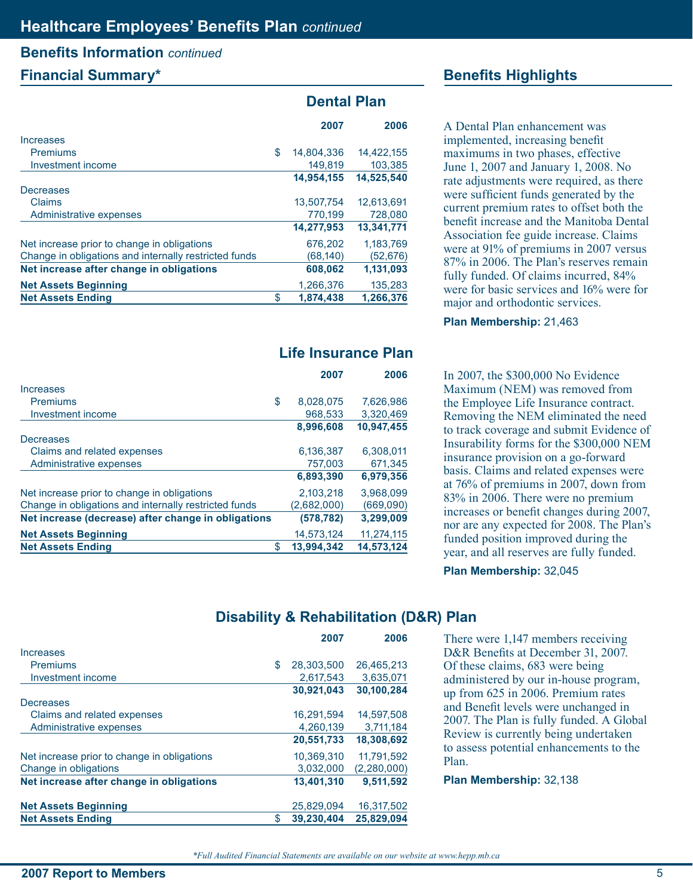# Healthcare Employees' Benefits Plan *continued*

## Benefits Information *continued*

### Financial Summary*

#### Dental Plan

| | 2007 | 2006 |
|---|---|---|
| Increases | | |
| Premiums | $ 14,804,336 | 14,422,155 |
| Investment income | 149,819 | 103,385 |
| | **14,954,155** | **14,525,540** |
| Decreases | | |
| Claims | 13,507,754 | 12,613,691 |
| Administrative expenses | 770,199 | 728,080 |
| | **14,277,953** | **13,341,771** |
| Net increase prior to change in obligations | 676,202 | 1,183,769 |
| Change in obligations and internally restricted funds | (68,140) | (52,676) |
| **Net increase after change in obligations** | **608,062** | **1,131,093** |
| **Net Assets Beginning** | 1,266,376 | 135,283 |
| **Net Assets Ending** | **$ 1,874,438** | **1,266,376** |

### Benefits Highlights

A Dental Plan enhancement was implemented, increasing benefit maximums in two phases, effective June 1, 2007 and January 1, 2008. No rate adjustments were required, as there were sufficient funds generated by the current premium rates to offset both the benefit increase and the Manitoba Dental Association fee guide increase. Claims were at 91% of premiums in 2007 versus 87% in 2006. The Plan's reserves remain fully funded. Of claims incurred, 84% were for basic services and 16% were for major and orthodontic services.

**Plan Membership:** 21,463

#### Life Insurance Plan

| | 2007 | 2006 |
|---|---|---|
| Increases | | |
| Premiums | $ 8,028,075 | 7,626,986 |
| Investment income | 968,533 | 3,320,469 |
| | **8,996,608** | **10,947,455** |
| Decreases | | |
| Claims and related expenses | 6,136,387 | 6,308,011 |
| Administrative expenses | 757,003 | 671,345 |
| | **6,893,390** | **6,979,356** |
| Net increase prior to change in obligations | 2,103,218 | 3,968,099 |
| Change in obligations and internally restricted funds | (2,682,000) | (669,090) |
| **Net increase (decrease) after change in obligations** | **(578,782)** | **3,299,009** |
| **Net Assets Beginning** | 14,573,124 | 11,274,115 |
| **Net Assets Ending** | **$ 13,994,342** | **14,573,124** |

In 2007, the $300,000 No Evidence Maximum (NEM) was removed from the Employee Life Insurance contract. Removing the NEM eliminated the need to track coverage and submit Evidence of Insurability forms for the $300,000 NEM insurance provision on a go-forward basis. Claims and related expenses were at 76% of premiums in 2007, down from 83% in 2006. There were no premium increases or benefit changes during 2007, nor are any expected for 2008. The Plan's funded position improved during the year, and all reserves are fully funded.

**Plan Membership:** 32,045

#### Disability & Rehabilitation (D&R) Plan

| | 2007 | 2006 |
|---|---|---|
| Increases | | |
| Premiums | $ 28,303,500 | 26,465,213 |
| Investment income | 2,617,543 | 3,635,071 |
| | **30,921,043** | **30,100,284** |
| Decreases | | |
| Claims and related expenses | 16,291,594 | 14,597,508 |
| Administrative expenses | 4,260,139 | 3,711,184 |
| | **20,551,733** | **18,308,692** |
| Net increase prior to change in obligations | 10,369,310 | 11,791,592 |
| Change in obligations | 3,032,000 | (2,280,000) |
| **Net increase after change in obligations** | **13,401,310** | **9,511,592** |
| **Net Assets Beginning** | 25,829,094 | 16,317,502 |
| **Net Assets Ending** | **$ 39,230,404** | **25,829,094** |

There were 1,147 members receiving D&R Benefits at December 31, 2007. Of these claims, 683 were being administered by our in-house program, up from 625 in 2006. Premium rates and Benefit levels were unchanged in 2007. The Plan is fully funded. A Global Review is currently being undertaken to assess potential enhancements to the Plan.

**Plan Membership:** 32,138

*\*Full Audited Financial Statements are available on our website at www.hepp.mb.ca*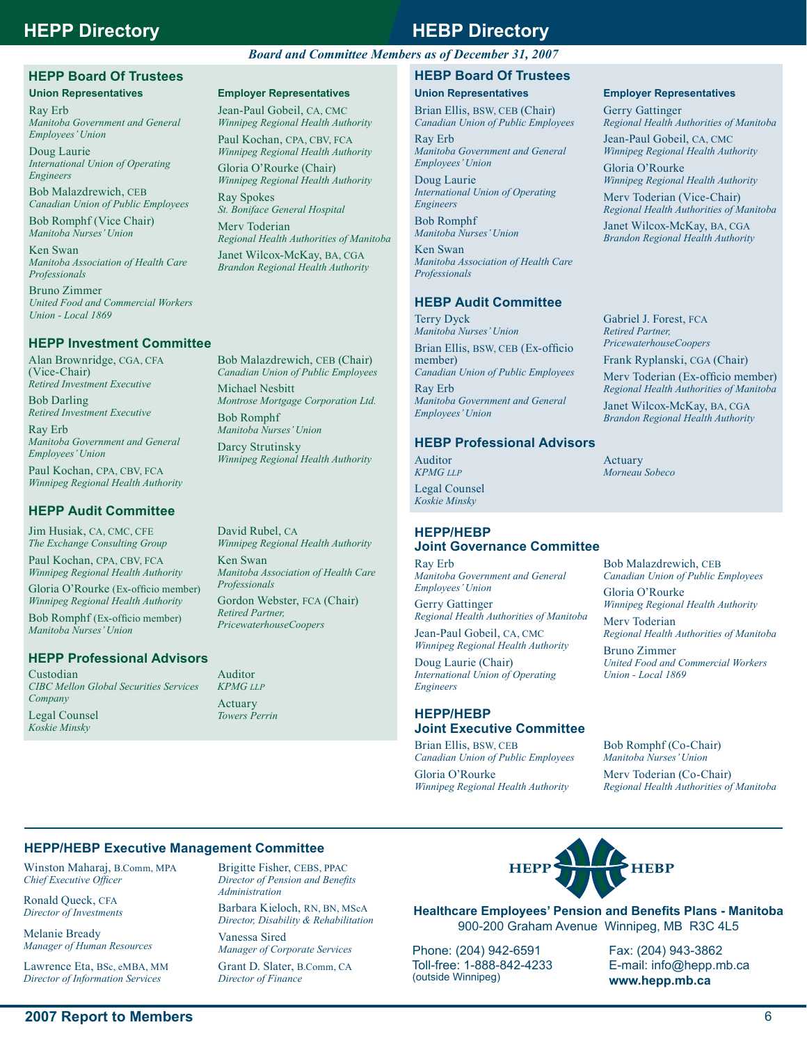# HEPP Directory

# HEBP Directory

*Board and Committee Members as of December 31, 2007*

## HEPP Board Of Trustees

### Union Representatives

Ray Erb
*Manitoba Government and General Employees' Union*

Doug Laurie
*International Union of Operating Engineers*

Bob Malazdrewich, CEB
*Canadian Union of Public Employees*

Bob Romphf (Vice Chair)
*Manitoba Nurses' Union*

Ken Swan
*Manitoba Association of Health Care Professionals*

Bruno Zimmer
*United Food and Commercial Workers Union - Local 1869*

### Employer Representatives

Jean-Paul Gobeil, CA, CMC
*Winnipeg Regional Health Authority*

Paul Kochan, CPA, CBV, FCA
*Winnipeg Regional Health Authority*

Gloria O'Rourke (Chair)
*Winnipeg Regional Health Authority*

Ray Spokes
*St. Boniface General Hospital*

Merv Toderian
*Regional Health Authorities of Manitoba*

Janet Wilcox-McKay, BA, CGA
*Brandon Regional Health Authority*

## HEPP Investment Committee

Alan Brownridge, CGA, CFA (Vice-Chair)
*Retired Investment Executive*

Bob Darling
*Retired Investment Executive*

Ray Erb
*Manitoba Government and General Employees' Union*

Paul Kochan, CPA, CBV, FCA
*Winnipeg Regional Health Authority*

Bob Malazdrewich, CEB (Chair)
*Canadian Union of Public Employees*

Michael Nesbitt
*Montrose Mortgage Corporation Ltd.*

Bob Romphf
*Manitoba Nurses' Union*

Darcy Strutinsky
*Winnipeg Regional Health Authority*

## HEPP Audit Committee

Jim Husiak, CA, CMC, CFE
*The Exchange Consulting Group*

Paul Kochan, CPA, CBV, FCA
*Winnipeg Regional Health Authority*

Gloria O'Rourke (Ex-officio member)
*Winnipeg Regional Health Authority*

Bob Romphf (Ex-officio member)
*Manitoba Nurses' Union*

David Rubel, CA
*Winnipeg Regional Health Authority*

Ken Swan
*Manitoba Association of Health Care Professionals*

Gordon Webster, FCA (Chair)
*Retired Partner, PricewaterhouseCoopers*

## HEPP Professional Advisors

Custodian
*CIBC Mellon Global Securities Services Company*

Legal Counsel
*Koskie Minsky*

Auditor
*KPMG LLP*

Actuary
*Towers Perrin*

## HEBP Board Of Trustees

### Union Representatives

Brian Ellis, BSW, CEB (Chair)
*Canadian Union of Public Employees*

Ray Erb
*Manitoba Government and General Employees' Union*

Doug Laurie
*International Union of Operating Engineers*

Bob Romphf
*Manitoba Nurses' Union*

Ken Swan
*Manitoba Association of Health Care Professionals*

### Employer Representatives

Gerry Gattinger
*Regional Health Authorities of Manitoba*

Jean-Paul Gobeil, CA, CMC
*Winnipeg Regional Health Authority*

Gloria O'Rourke
*Winnipeg Regional Health Authority*

Merv Toderian (Vice-Chair)
*Regional Health Authorities of Manitoba*

Janet Wilcox-McKay, BA, CGA
*Brandon Regional Health Authority*

## HEBP Audit Committee

Terry Dyck
*Manitoba Nurses' Union*

Brian Ellis, BSW, CEB (Ex-officio member)
*Canadian Union of Public Employees*

Ray Erb
*Manitoba Government and General Employees' Union*

Gabriel J. Forest, FCA
*Retired Partner, PricewaterhouseCoopers*

Frank Ryplanski, CGA (Chair)

Merv Toderian (Ex-officio member)
*Regional Health Authorities of Manitoba*

Janet Wilcox-McKay, BA, CGA
*Brandon Regional Health Authority*

## HEBP Professional Advisors

Auditor
*KPMG LLP*

Legal Counsel
*Koskie Minsky*

Actuary
*Morneau Sobeco*

## HEPP/HEBP Joint Governance Committee

Ray Erb
*Manitoba Government and General Employees' Union*

Gerry Gattinger
*Regional Health Authorities of Manitoba*

Jean-Paul Gobeil, CA, CMC
*Winnipeg Regional Health Authority*

Doug Laurie (Chair)
*International Union of Operating Engineers*

Bob Malazdrewich, CEB
*Canadian Union of Public Employees*

Gloria O'Rourke
*Winnipeg Regional Health Authority*

Merv Toderian
*Regional Health Authorities of Manitoba*

Bruno Zimmer
*United Food and Commercial Workers Union - Local 1869*

## HEPP/HEBP Joint Executive Committee

Brian Ellis, BSW, CEB
*Canadian Union of Public Employees*

Gloria O'Rourke
*Winnipeg Regional Health Authority*

Bob Romphf (Co-Chair)
*Manitoba Nurses' Union*

Merv Toderian (Co-Chair)
*Regional Health Authorities of Manitoba*

## HEPP/HEBP Executive Management Committee

Winston Maharaj, B.Comm, MPA
*Chief Executive Officer*

Ronald Queck, CFA
*Director of Investments*

Melanie Bready
*Manager of Human Resources*

Lawrence Eta, BSc, eMBA, MM
*Director of Information Services*

Brigitte Fisher, CEBS, PPAC
*Director of Pension and Benefits Administration*

Barbara Kieloch, RN, BN, MScA
*Director, Disability & Rehabilitation*

Vanessa Sired
*Manager of Corporate Services*

Grant D. Slater, B.Comm, CA
*Director of Finance*

HEPP HEBP

**Healthcare Employees' Pension and Benefits Plans - Manitoba**
900-200 Graham Avenue Winnipeg, MB R3C 4L5

Phone: (204) 942-6591
Toll-free: 1-888-842-4233
(outside Winnipeg)

Fax: (204) 943-3862
E-mail: info@hepp.mb.ca
**www.hepp.mb.ca**